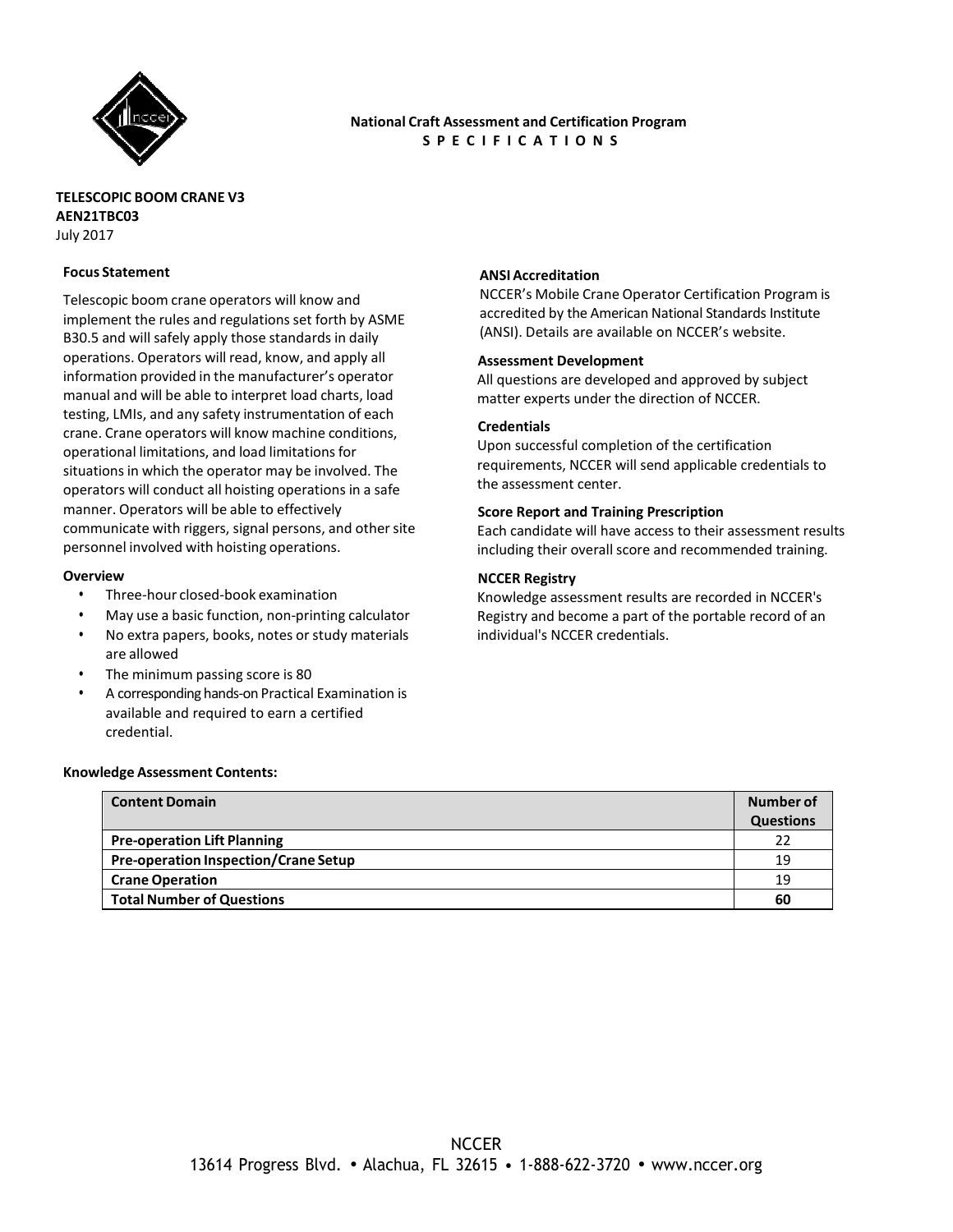**National Craft Assessment and Certification Program**
**S P E C I F I C A T I O N S**

**TELESCOPIC BOOM CRANE V3**
**AEN21TBC03**
July 2017

**Focus Statement**

Telescopic boom crane operators will know and implement the rules and regulations set forth by ASME B30.5 and will safely apply those standards in daily operations. Operators will read, know, and apply all information provided in the manufacturer's operator manual and will be able to interpret load charts, load testing, LMIs, and any safety instrumentation of each crane. Crane operators will know machine conditions, operational limitations, and load limitations for situations in which the operator may be involved. The operators will conduct all hoisting operations in a safe manner. Operators will be able to effectively communicate with riggers, signal persons, and other site personnel involved with hoisting operations.

**Overview**

- Three-hour closed-book examination
- May use a basic function, non-printing calculator
- No extra papers, books, notes or study materials are allowed
- The minimum passing score is 80
- A corresponding hands-on Practical Examination is available and required to earn a certified credential.

**ANSI Accreditation**

NCCER's Mobile Crane Operator Certification Program is accredited by the American National Standards Institute (ANSI). Details are available on NCCER's website.

**Assessment Development**

All questions are developed and approved by subject matter experts under the direction of NCCER.

**Credentials**

Upon successful completion of the certification requirements, NCCER will send applicable credentials to the assessment center.

**Score Report and Training Prescription**

Each candidate will have access to their assessment results including their overall score and recommended training.

**NCCER Registry**

Knowledge assessment results are recorded in NCCER's Registry and become a part of the portable record of an individual's NCCER credentials.

**Knowledge Assessment Contents:**

| Content Domain | Number of Questions |
|---|---|
| **Pre-operation Lift Planning** | 22 |
| **Pre-operation Inspection/Crane Setup** | 19 |
| **Crane Operation** | 19 |
| **Total Number of Questions** | **60** |

NCCER
13614 Progress Blvd. • Alachua, FL 32615 • 1-888-622-3720 • www.nccer.org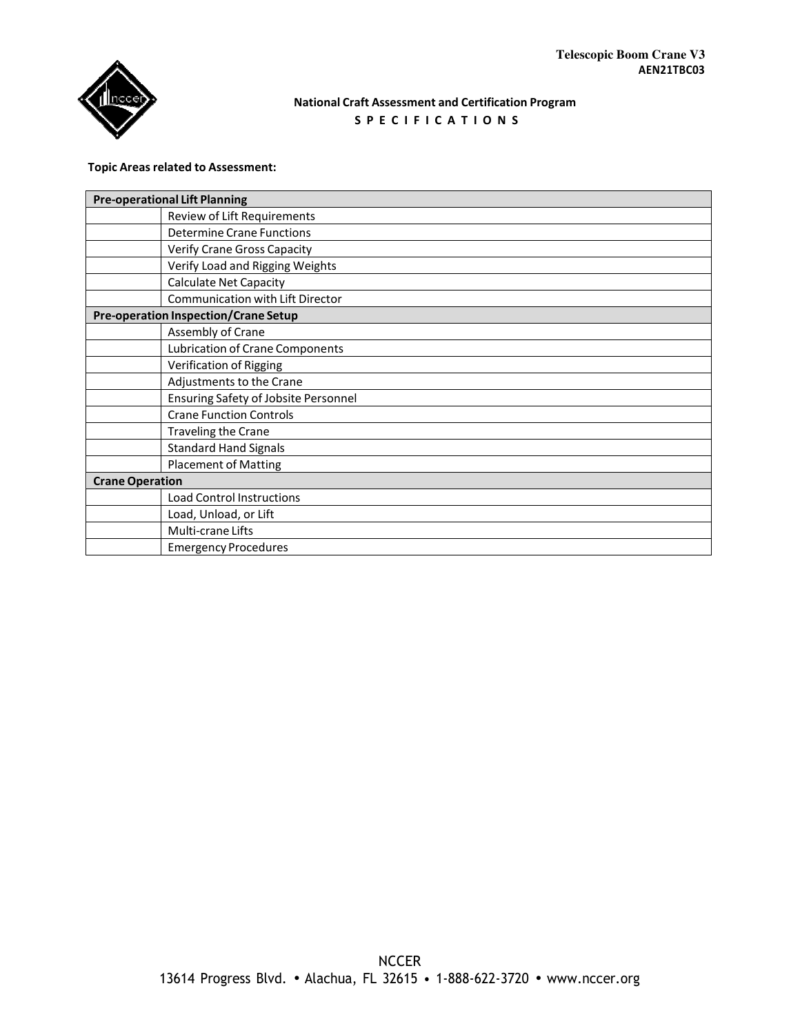**Telescopic Boom Crane V3**
**AEN21TBC03**

**National Craft Assessment and Certification Program**
**S P E C I F I C A T I O N S**

**Topic Areas related to Assessment:**

| | |
|---|---|
| **Pre-operational Lift Planning** | |
| | Review of Lift Requirements |
| | Determine Crane Functions |
| | Verify Crane Gross Capacity |
| | Verify Load and Rigging Weights |
| | Calculate Net Capacity |
| | Communication with Lift Director |
| **Pre-operation Inspection/Crane Setup** | |
| | Assembly of Crane |
| | Lubrication of Crane Components |
| | Verification of Rigging |
| | Adjustments to the Crane |
| | Ensuring Safety of Jobsite Personnel |
| | Crane Function Controls |
| | Traveling the Crane |
| | Standard Hand Signals |
| | Placement of Matting |
| **Crane Operation** | |
| | Load Control Instructions |
| | Load, Unload, or Lift |
| | Multi-crane Lifts |
| | Emergency Procedures |

NCCER
13614 Progress Blvd. • Alachua, FL 32615 • 1-888-622-3720 • www.nccer.org